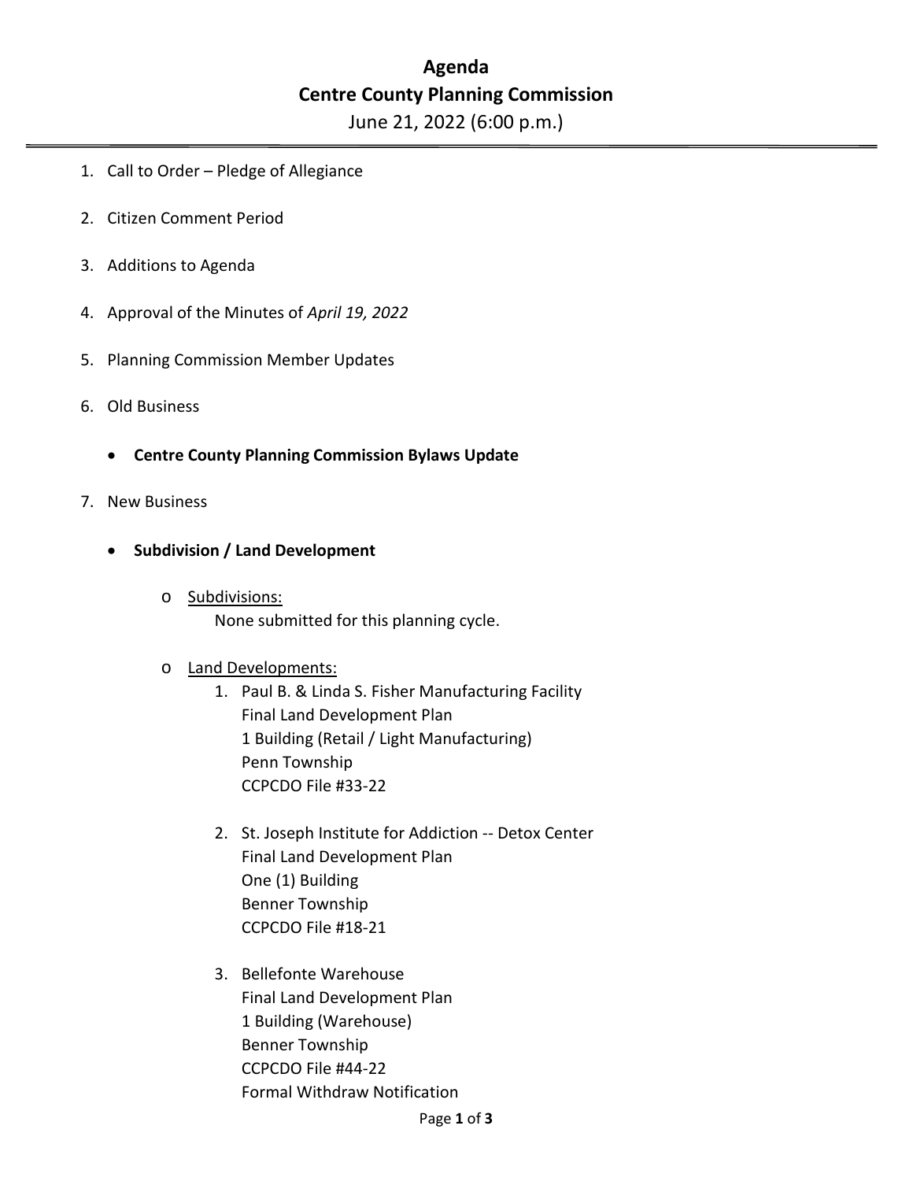# Agenda
# Centre County Planning Commission

June 21, 2022 (6:00 p.m.)

---

1. Call to Order – Pledge of Allegiance

2. Citizen Comment Period

3. Additions to Agenda

4. Approval of the Minutes of *April 19, 2022*

5. Planning Commission Member Updates

6. Old Business

   - **Centre County Planning Commission Bylaws Update**

7. New Business

   - **Subdivision / Land Development**

     - Subdivisions:
       None submitted for this planning cycle.

     - Land Developments:
       1. Paul B. & Linda S. Fisher Manufacturing Facility
          Final Land Development Plan
          1 Building (Retail / Light Manufacturing)
          Penn Township
          CCPCDO File #33-22

       2. St. Joseph Institute for Addiction -- Detox Center
          Final Land Development Plan
          One (1) Building
          Benner Township
          CCPCDO File #18-21

       3. Bellefonte Warehouse
          Final Land Development Plan
          1 Building (Warehouse)
          Benner Township
          CCPCDO File #44-22
          Formal Withdraw Notification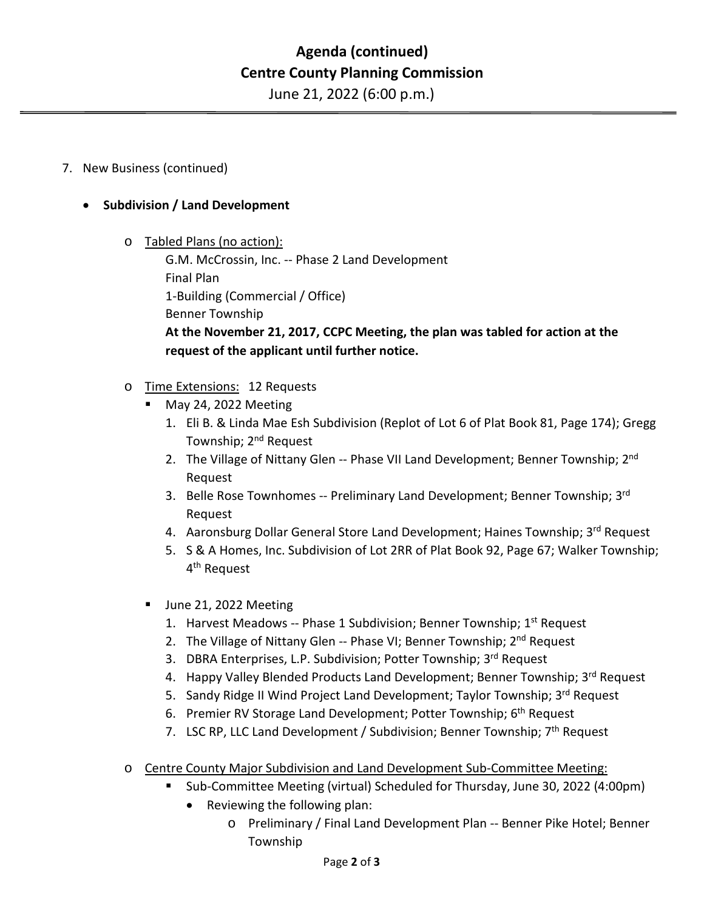# Agenda (continued)
## Centre County Planning Commission
June 21, 2022 (6:00 p.m.)

7. New Business (continued)

- **Subdivision / Land Development**

  - Tabled Plans (no action):
    G.M. McCrossin, Inc. -- Phase 2 Land Development
    Final Plan
    1-Building (Commercial / Office)
    Benner Township
    **At the November 21, 2017, CCPC Meeting, the plan was tabled for action at the request of the applicant until further notice.**

  - Time Extensions: 12 Requests
    - May 24, 2022 Meeting
      1. Eli B. & Linda Mae Esh Subdivision (Replot of Lot 6 of Plat Book 81, Page 174); Gregg Township; 2nd Request
      2. The Village of Nittany Glen -- Phase VII Land Development; Benner Township; 2nd Request
      3. Belle Rose Townhomes -- Preliminary Land Development; Benner Township; 3rd Request
      4. Aaronsburg Dollar General Store Land Development; Haines Township; 3rd Request
      5. S & A Homes, Inc. Subdivision of Lot 2RR of Plat Book 92, Page 67; Walker Township; 4th Request

    - June 21, 2022 Meeting
      1. Harvest Meadows -- Phase 1 Subdivision; Benner Township; 1st Request
      2. The Village of Nittany Glen -- Phase VI; Benner Township; 2nd Request
      3. DBRA Enterprises, L.P. Subdivision; Potter Township; 3rd Request
      4. Happy Valley Blended Products Land Development; Benner Township; 3rd Request
      5. Sandy Ridge II Wind Project Land Development; Taylor Township; 3rd Request
      6. Premier RV Storage Land Development; Potter Township; 6th Request
      7. LSC RP, LLC Land Development / Subdivision; Benner Township; 7th Request

  - Centre County Major Subdivision and Land Development Sub-Committee Meeting:
    - Sub-Committee Meeting (virtual) Scheduled for Thursday, June 30, 2022 (4:00pm)
      - Reviewing the following plan:
        - Preliminary / Final Land Development Plan -- Benner Pike Hotel; Benner Township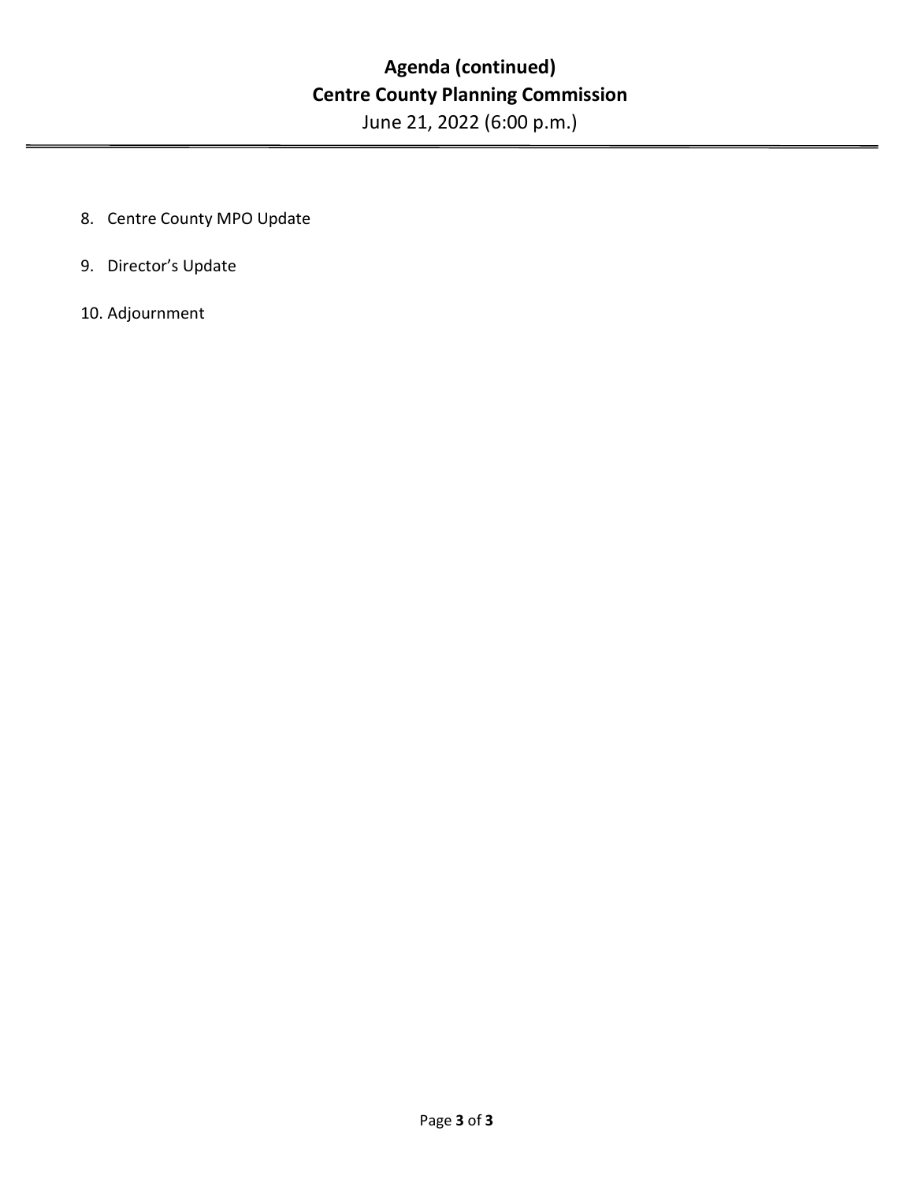# Agenda (continued)
## Centre County Planning Commission
June 21, 2022 (6:00 p.m.)

8. Centre County MPO Update

9. Director's Update

10. Adjournment